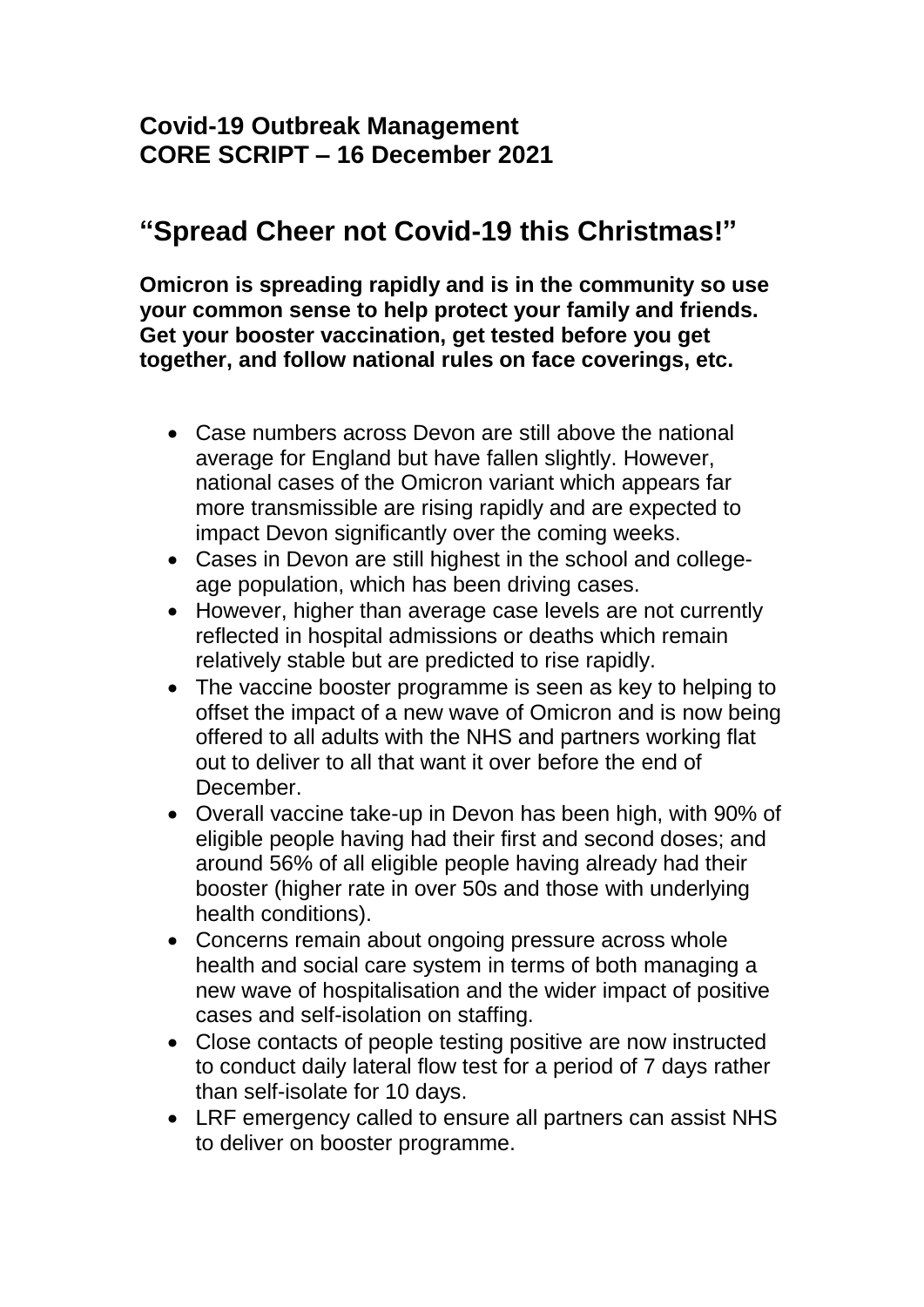**Covid-19 Outbreak Management**
**CORE SCRIPT – 16 December 2021**

# "Spread Cheer not Covid-19 this Christmas!"

**Omicron is spreading rapidly and is in the community so use your common sense to help protect your family and friends. Get your booster vaccination, get tested before you get together, and follow national rules on face coverings, etc.**

- Case numbers across Devon are still above the national average for England but have fallen slightly. However, national cases of the Omicron variant which appears far more transmissible are rising rapidly and are expected to impact Devon significantly over the coming weeks.
- Cases in Devon are still highest in the school and college-age population, which has been driving cases.
- However, higher than average case levels are not currently reflected in hospital admissions or deaths which remain relatively stable but are predicted to rise rapidly.
- The vaccine booster programme is seen as key to helping to offset the impact of a new wave of Omicron and is now being offered to all adults with the NHS and partners working flat out to deliver to all that want it over before the end of December.
- Overall vaccine take-up in Devon has been high, with 90% of eligible people having had their first and second doses; and around 56% of all eligible people having already had their booster (higher rate in over 50s and those with underlying health conditions).
- Concerns remain about ongoing pressure across whole health and social care system in terms of both managing a new wave of hospitalisation and the wider impact of positive cases and self-isolation on staffing.
- Close contacts of people testing positive are now instructed to conduct daily lateral flow test for a period of 7 days rather than self-isolate for 10 days.
- LRF emergency called to ensure all partners can assist NHS to deliver on booster programme.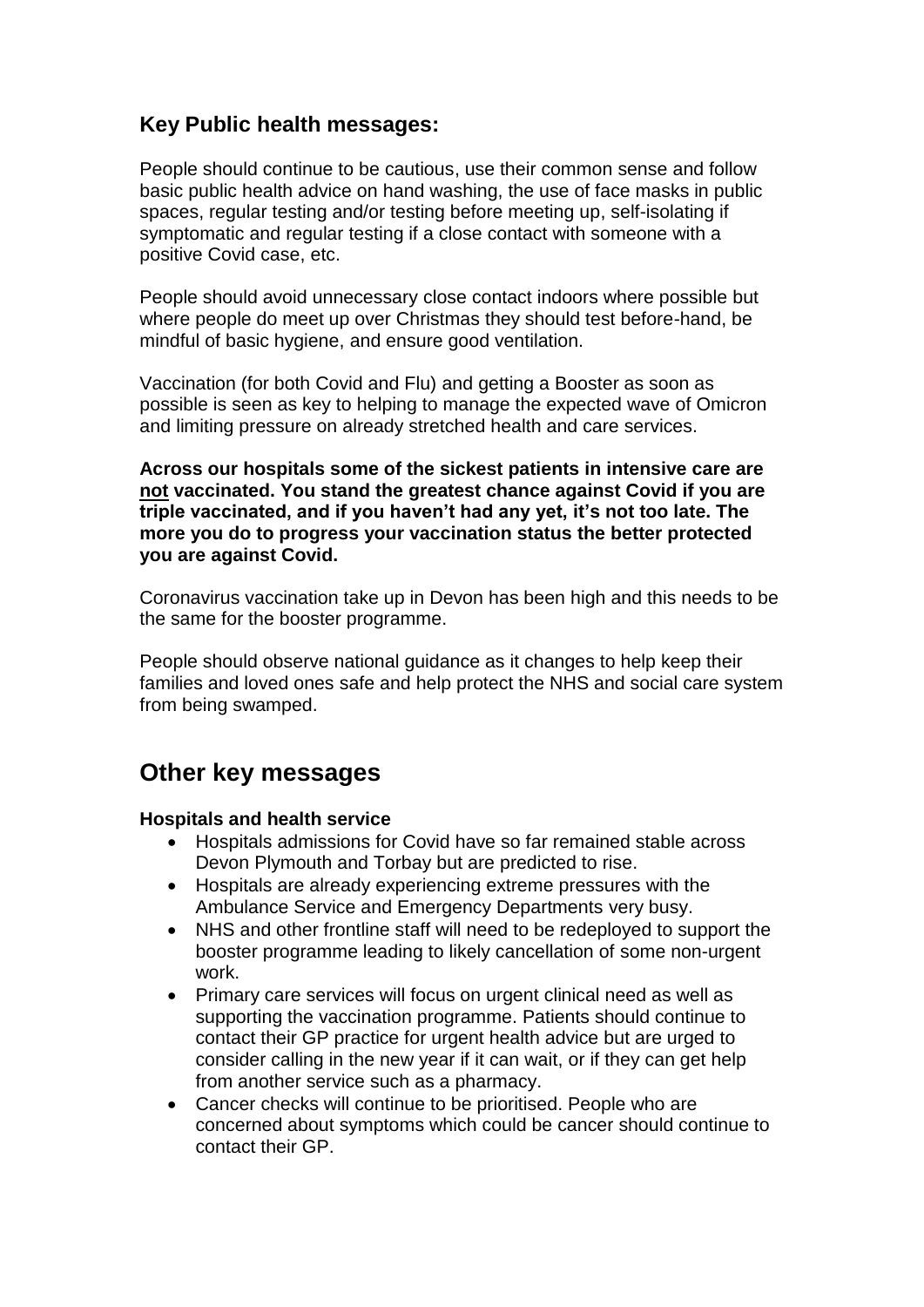### Key Public health messages:

People should continue to be cautious, use their common sense and follow basic public health advice on hand washing, the use of face masks in public spaces, regular testing and/or testing before meeting up, self-isolating if symptomatic and regular testing if a close contact with someone with a positive Covid case, etc.

People should avoid unnecessary close contact indoors where possible but where people do meet up over Christmas they should test before-hand, be mindful of basic hygiene, and ensure good ventilation.

Vaccination (for both Covid and Flu) and getting a Booster as soon as possible is seen as key to helping to manage the expected wave of Omicron and limiting pressure on already stretched health and care services.

**Across our hospitals some of the sickest patients in intensive care are <u>not</u> vaccinated. You stand the greatest chance against Covid if you are triple vaccinated, and if you haven't had any yet, it's not too late. The more you do to progress your vaccination status the better protected you are against Covid.**

Coronavirus vaccination take up in Devon has been high and this needs to be the same for the booster programme.

People should observe national guidance as it changes to help keep their families and loved ones safe and help protect the NHS and social care system from being swamped.

## Other key messages

**Hospitals and health service**

- Hospitals admissions for Covid have so far remained stable across Devon Plymouth and Torbay but are predicted to rise.
- Hospitals are already experiencing extreme pressures with the Ambulance Service and Emergency Departments very busy.
- NHS and other frontline staff will need to be redeployed to support the booster programme leading to likely cancellation of some non-urgent work.
- Primary care services will focus on urgent clinical need as well as supporting the vaccination programme. Patients should continue to contact their GP practice for urgent health advice but are urged to consider calling in the new year if it can wait, or if they can get help from another service such as a pharmacy.
- Cancer checks will continue to be prioritised. People who are concerned about symptoms which could be cancer should continue to contact their GP.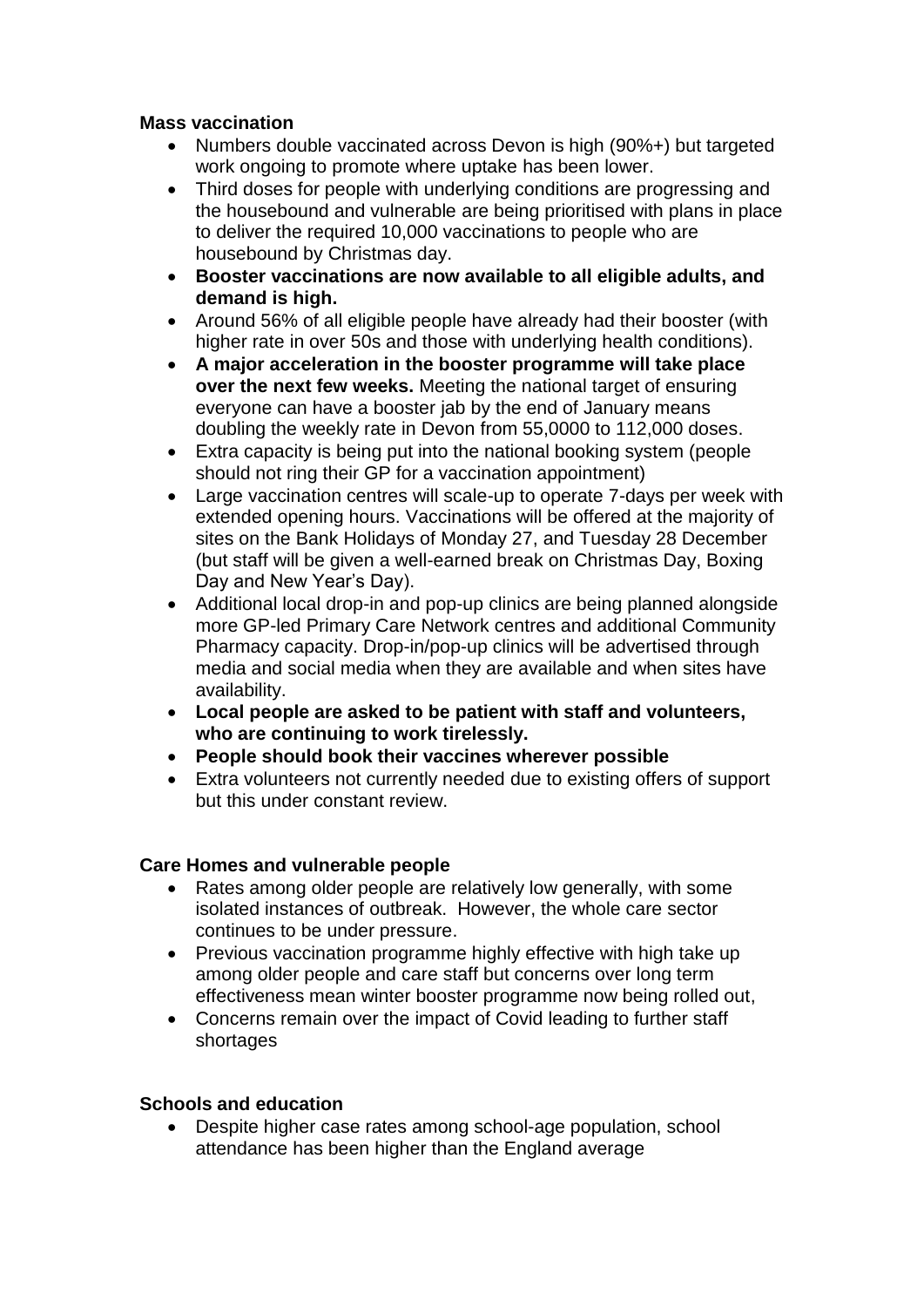**Mass vaccination**

- Numbers double vaccinated across Devon is high (90%+) but targeted work ongoing to promote where uptake has been lower.
- Third doses for people with underlying conditions are progressing and the housebound and vulnerable are being prioritised with plans in place to deliver the required 10,000 vaccinations to people who are housebound by Christmas day.
- **Booster vaccinations are now available to all eligible adults, and demand is high.**
- Around 56% of all eligible people have already had their booster (with higher rate in over 50s and those with underlying health conditions).
- **A major acceleration in the booster programme will take place over the next few weeks.** Meeting the national target of ensuring everyone can have a booster jab by the end of January means doubling the weekly rate in Devon from 55,0000 to 112,000 doses.
- Extra capacity is being put into the national booking system (people should not ring their GP for a vaccination appointment)
- Large vaccination centres will scale-up to operate 7-days per week with extended opening hours. Vaccinations will be offered at the majority of sites on the Bank Holidays of Monday 27, and Tuesday 28 December (but staff will be given a well-earned break on Christmas Day, Boxing Day and New Year's Day).
- Additional local drop-in and pop-up clinics are being planned alongside more GP-led Primary Care Network centres and additional Community Pharmacy capacity. Drop-in/pop-up clinics will be advertised through media and social media when they are available and when sites have availability.
- **Local people are asked to be patient with staff and volunteers, who are continuing to work tirelessly.**
- **People should book their vaccines wherever possible**
- Extra volunteers not currently needed due to existing offers of support but this under constant review.

**Care Homes and vulnerable people**

- Rates among older people are relatively low generally, with some isolated instances of outbreak. However, the whole care sector continues to be under pressure.
- Previous vaccination programme highly effective with high take up among older people and care staff but concerns over long term effectiveness mean winter booster programme now being rolled out,
- Concerns remain over the impact of Covid leading to further staff shortages

**Schools and education**

- Despite higher case rates among school-age population, school attendance has been higher than the England average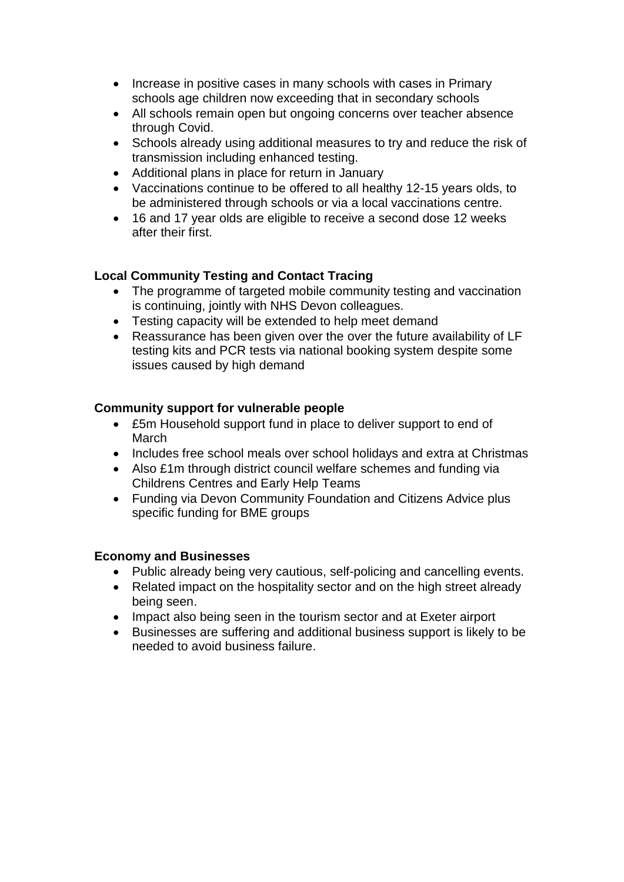- Increase in positive cases in many schools with cases in Primary schools age children now exceeding that in secondary schools
- All schools remain open but ongoing concerns over teacher absence through Covid.
- Schools already using additional measures to try and reduce the risk of transmission including enhanced testing.
- Additional plans in place for return in January
- Vaccinations continue to be offered to all healthy 12-15 years olds, to be administered through schools or via a local vaccinations centre.
- 16 and 17 year olds are eligible to receive a second dose 12 weeks after their first.

**Local Community Testing and Contact Tracing**

- The programme of targeted mobile community testing and vaccination is continuing, jointly with NHS Devon colleagues.
- Testing capacity will be extended to help meet demand
- Reassurance has been given over the over the future availability of LF testing kits and PCR tests via national booking system despite some issues caused by high demand

**Community support for vulnerable people**

- £5m Household support fund in place to deliver support to end of March
- Includes free school meals over school holidays and extra at Christmas
- Also £1m through district council welfare schemes and funding via Childrens Centres and Early Help Teams
- Funding via Devon Community Foundation and Citizens Advice plus specific funding for BME groups

**Economy and Businesses**

- Public already being very cautious, self-policing and cancelling events.
- Related impact on the hospitality sector and on the high street already being seen.
- Impact also being seen in the tourism sector and at Exeter airport
- Businesses are suffering and additional business support is likely to be needed to avoid business failure.